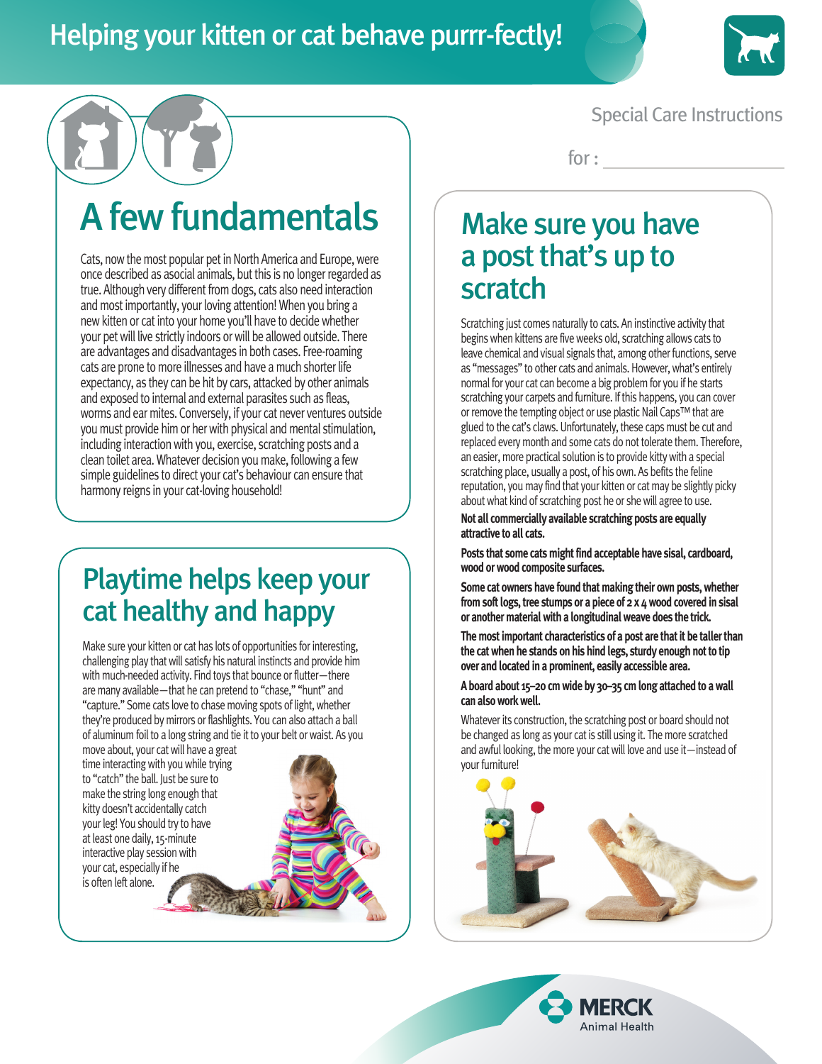# Helping your kitten or cat behave purrr-fectly!

Special Care Instructions

for : ____________________

## A few fundamentals

Cats, now the most popular pet in North America and Europe, were once described as asocial animals, but this is no longer regarded as true. Although very different from dogs, cats also need interaction and most importantly, your loving attention! When you bring a new kitten or cat into your home you'll have to decide whether your pet will live strictly indoors or will be allowed outside. There are advantages and disadvantages in both cases. Free-roaming cats are prone to more illnesses and have a much shorter life expectancy, as they can be hit by cars, attacked by other animals and exposed to internal and external parasites such as fleas, worms and ear mites. Conversely, if your cat never ventures outside you must provide him or her with physical and mental stimulation, including interaction with you, exercise, scratching posts and a clean toilet area. Whatever decision you make, following a few simple guidelines to direct your cat's behaviour can ensure that harmony reigns in your cat-loving household!

## Playtime helps keep your cat healthy and happy

Make sure your kitten or cat has lots of opportunities for interesting, challenging play that will satisfy his natural instincts and provide him with much-needed activity. Find toys that bounce or flutter—there are many available—that he can pretend to "chase," "hunt" and "capture." Some cats love to chase moving spots of light, whether they're produced by mirrors or flashlights. You can also attach a ball of aluminum foil to a long string and tie it to your belt or waist. As you move about, your cat will have a great time interacting with you while trying to "catch" the ball. Just be sure to make the string long enough that kitty doesn't accidentally catch your leg! You should try to have at least one daily, 15-minute interactive play session with your cat, especially if he is often left alone.

## Make sure you have a post that's up to scratch

Scratching just comes naturally to cats. An instinctive activity that begins when kittens are five weeks old, scratching allows cats to leave chemical and visual signals that, among other functions, serve as "messages" to other cats and animals. However, what's entirely normal for your cat can become a big problem for you if he starts scratching your carpets and furniture. If this happens, you can cover or remove the tempting object or use plastic Nail Caps™ that are glued to the cat's claws. Unfortunately, these caps must be cut and replaced every month and some cats do not tolerate them. Therefore, an easier, more practical solution is to provide kitty with a special scratching place, usually a post, of his own. As befits the feline reputation, you may find that your kitten or cat may be slightly picky about what kind of scratching post he or she will agree to use.

**Not all commercially available scratching posts are equally attractive to all cats.**

**Posts that some cats might find acceptable have sisal, cardboard, wood or wood composite surfaces.**

**Some cat owners have found that making their own posts, whether from soft logs, tree stumps or a piece of 2 x 4 wood covered in sisal or another material with a longitudinal weave does the trick.**

**The most important characteristics of a post are that it be taller than the cat when he stands on his hind legs, sturdy enough not to tip over and located in a prominent, easily accessible area.**

**A board about 15–20 cm wide by 30–35 cm long attached to a wall can also work well.**

Whatever its construction, the scratching post or board should not be changed as long as your cat is still using it. The more scratched and awful looking, the more your cat will love and use it—instead of your furniture!

MERCK Animal Health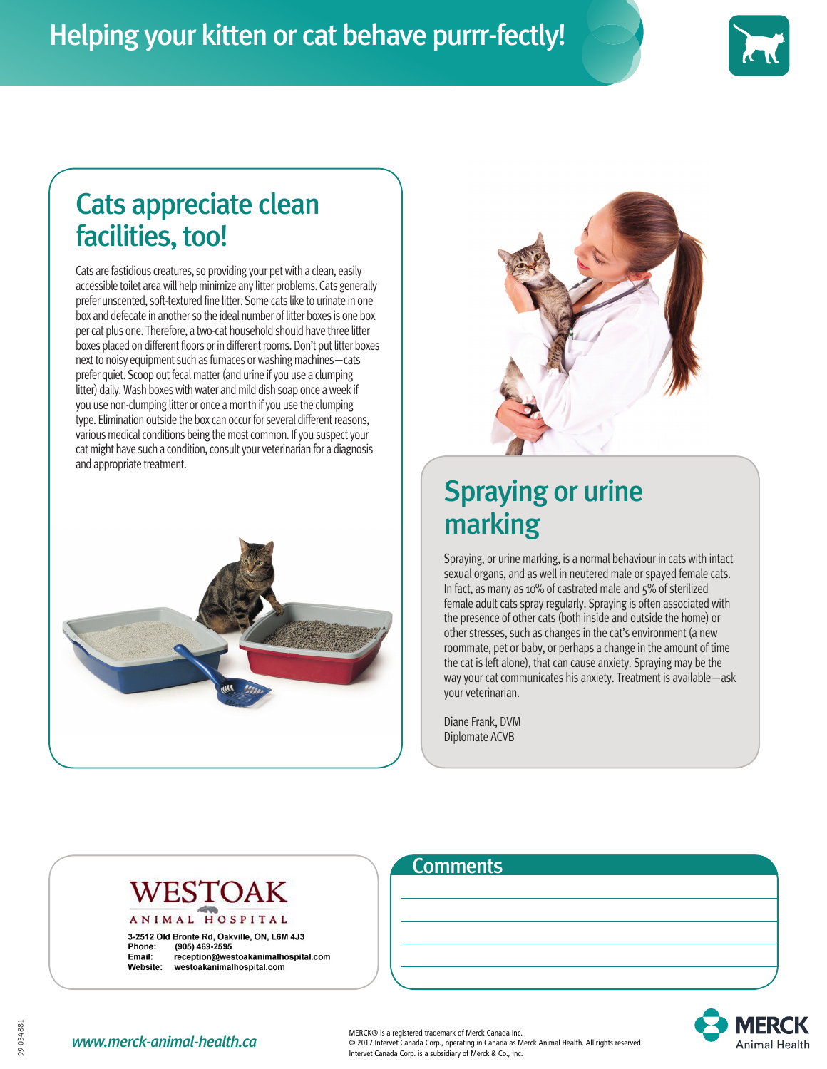# Helping your kitten or cat behave purrr-fectly!

## Cats appreciate clean facilities, too!

Cats are fastidious creatures, so providing your pet with a clean, easily accessible toilet area will help minimize any litter problems. Cats generally prefer unscented, soft-textured fine litter. Some cats like to urinate in one box and defecate in another so the ideal number of litter boxes is one box per cat plus one. Therefore, a two-cat household should have three litter boxes placed on different floors or in different rooms. Don't put litter boxes next to noisy equipment such as furnaces or washing machines—cats prefer quiet. Scoop out fecal matter (and urine if you use a clumping litter) daily. Wash boxes with water and mild dish soap once a week if you use non-clumping litter or once a month if you use the clumping type. Elimination outside the box can occur for several different reasons, various medical conditions being the most common. If you suspect your cat might have such a condition, consult your veterinarian for a diagnosis and appropriate treatment.

## Spraying or urine marking

Spraying, or urine marking, is a normal behaviour in cats with intact sexual organs, and as well in neutered male or spayed female cats. In fact, as many as 10% of castrated male and 5% of sterilized female adult cats spray regularly. Spraying is often associated with the presence of other cats (both inside and outside the home) or other stresses, such as changes in the cat's environment (a new roommate, pet or baby, or perhaps a change in the amount of time the cat is left alone), that can cause anxiety. Spraying may be the way your cat communicates his anxiety. Treatment is available—ask your veterinarian.

Diane Frank, DVM
Diplomate ACVB

WESTOAK
ANIMAL HOSPITAL

3-2512 Old Bronte Rd, Oakville, ON, L6M 4J3
Phone: (905) 469-2595
Email: reception@westoakanimalhospital.com
Website: westoakanimalhospital.com

## Comments

www.merck-animal-health.ca

MERCK® is a registered trademark of Merck Canada Inc.
© 2017 Intervet Canada Corp., operating in Canada as Merck Animal Health. All rights reserved.
Intervet Canada Corp. is a subsidiary of Merck & Co., Inc.

MERCK Animal Health

99-034881